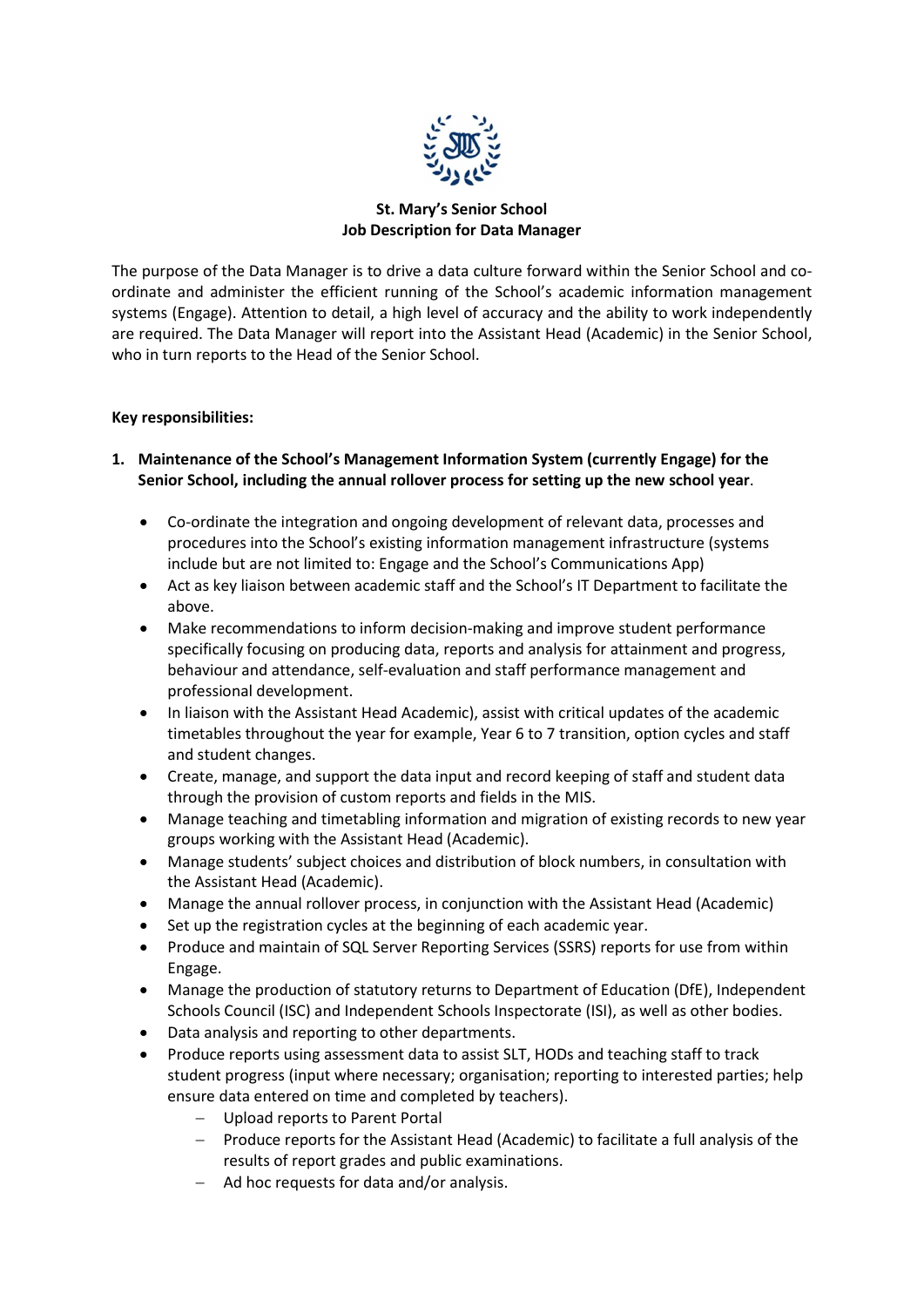**St. Mary's Senior School**
**Job Description for Data Manager**

The purpose of the Data Manager is to drive a data culture forward within the Senior School and co-ordinate and administer the efficient running of the School's academic information management systems (Engage). Attention to detail, a high level of accuracy and the ability to work independently are required. The Data Manager will report into the Assistant Head (Academic) in the Senior School, who in turn reports to the Head of the Senior School.

**Key responsibilities:**

1. **Maintenance of the School's Management Information System (currently Engage) for the Senior School, including the annual rollover process for setting up the new school year**.

   - Co-ordinate the integration and ongoing development of relevant data, processes and procedures into the School's existing information management infrastructure (systems include but are not limited to: Engage and the School's Communications App)
   - Act as key liaison between academic staff and the School's IT Department to facilitate the above.
   - Make recommendations to inform decision-making and improve student performance specifically focusing on producing data, reports and analysis for attainment and progress, behaviour and attendance, self-evaluation and staff performance management and professional development.
   - In liaison with the Assistant Head Academic), assist with critical updates of the academic timetables throughout the year for example, Year 6 to 7 transition, option cycles and staff and student changes.
   - Create, manage, and support the data input and record keeping of staff and student data through the provision of custom reports and fields in the MIS.
   - Manage teaching and timetabling information and migration of existing records to new year groups working with the Assistant Head (Academic).
   - Manage students' subject choices and distribution of block numbers, in consultation with the Assistant Head (Academic).
   - Manage the annual rollover process, in conjunction with the Assistant Head (Academic)
   - Set up the registration cycles at the beginning of each academic year.
   - Produce and maintain of SQL Server Reporting Services (SSRS) reports for use from within Engage.
   - Manage the production of statutory returns to Department of Education (DfE), Independent Schools Council (ISC) and Independent Schools Inspectorate (ISI), as well as other bodies.
   - Data analysis and reporting to other departments.
   - Produce reports using assessment data to assist SLT, HODs and teaching staff to track student progress (input where necessary; organisation; reporting to interested parties; help ensure data entered on time and completed by teachers).
     - Upload reports to Parent Portal
     - Produce reports for the Assistant Head (Academic) to facilitate a full analysis of the results of report grades and public examinations.
     - Ad hoc requests for data and/or analysis.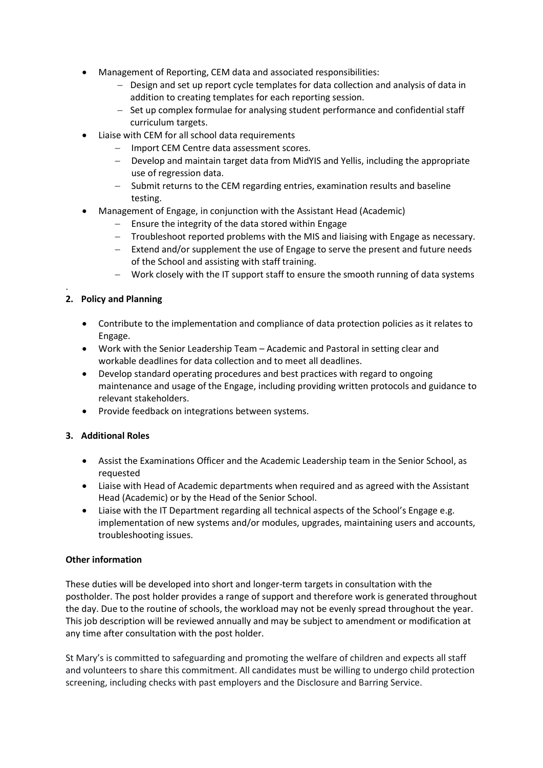- Management of Reporting, CEM data and associated responsibilities:
  - Design and set up report cycle templates for data collection and analysis of data in addition to creating templates for each reporting session.
  - Set up complex formulae for analysing student performance and confidential staff curriculum targets.
- Liaise with CEM for all school data requirements
  - Import CEM Centre data assessment scores.
  - Develop and maintain target data from MidYIS and Yellis, including the appropriate use of regression data.
  - Submit returns to the CEM regarding entries, examination results and baseline testing.
- Management of Engage, in conjunction with the Assistant Head (Academic)
  - Ensure the integrity of the data stored within Engage
  - Troubleshoot reported problems with the MIS and liaising with Engage as necessary.
  - Extend and/or supplement the use of Engage to serve the present and future needs of the School and assisting with staff training.
  - Work closely with the IT support staff to ensure the smooth running of data systems

.

**2. Policy and Planning**

- Contribute to the implementation and compliance of data protection policies as it relates to Engage.
- Work with the Senior Leadership Team – Academic and Pastoral in setting clear and workable deadlines for data collection and to meet all deadlines.
- Develop standard operating procedures and best practices with regard to ongoing maintenance and usage of the Engage, including providing written protocols and guidance to relevant stakeholders.
- Provide feedback on integrations between systems.

**3. Additional Roles**

- Assist the Examinations Officer and the Academic Leadership team in the Senior School, as requested
- Liaise with Head of Academic departments when required and as agreed with the Assistant Head (Academic) or by the Head of the Senior School.
- Liaise with the IT Department regarding all technical aspects of the School's Engage e.g. implementation of new systems and/or modules, upgrades, maintaining users and accounts, troubleshooting issues.

**Other information**

These duties will be developed into short and longer-term targets in consultation with the postholder. The post holder provides a range of support and therefore work is generated throughout the day. Due to the routine of schools, the workload may not be evenly spread throughout the year. This job description will be reviewed annually and may be subject to amendment or modification at any time after consultation with the post holder.

St Mary's is committed to safeguarding and promoting the welfare of children and expects all staff and volunteers to share this commitment. All candidates must be willing to undergo child protection screening, including checks with past employers and the Disclosure and Barring Service.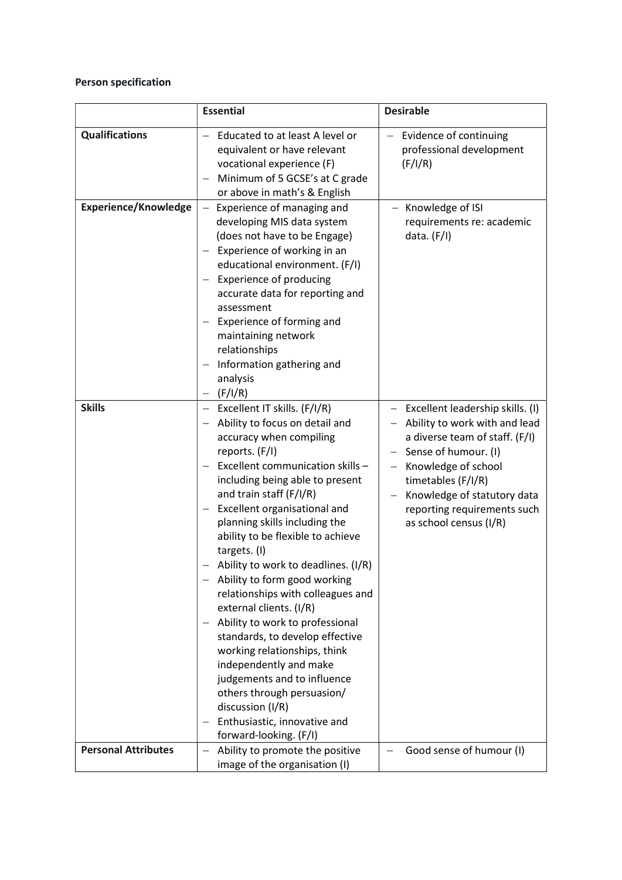**Person specification**

| | Essential | Desirable |
|---|---|---|
| **Qualifications** | – Educated to at least A level or equivalent or have relevant vocational experience (F)<br>– Minimum of 5 GCSE's at C grade or above in math's & English | – Evidence of continuing professional development (F/I/R) |
| **Experience/Knowledge** | – Experience of managing and developing MIS data system (does not have to be Engage)<br>– Experience of working in an educational environment. (F/I)<br>– Experience of producing accurate data for reporting and assessment<br>– Experience of forming and maintaining network relationships<br>– Information gathering and analysis<br>– (F/I/R) | – Knowledge of ISI requirements re: academic data. (F/I) |
| **Skills** | – Excellent IT skills. (F/I/R)<br>– Ability to focus on detail and accuracy when compiling reports. (F/I)<br>– Excellent communication skills – including being able to present and train staff (F/I/R)<br>– Excellent organisational and planning skills including the ability to be flexible to achieve targets. (I)<br>– Ability to work to deadlines. (I/R)<br>– Ability to form good working relationships with colleagues and external clients. (I/R)<br>– Ability to work to professional standards, to develop effective working relationships, think independently and make judgements and to influence others through persuasion/ discussion (I/R)<br>– Enthusiastic, innovative and forward-looking. (F/I) | – Excellent leadership skills. (I)<br>– Ability to work with and lead a diverse team of staff. (F/I)<br>– Sense of humour. (I)<br>– Knowledge of school timetables (F/I/R)<br>– Knowledge of statutory data reporting requirements such as school census (I/R) |
| **Personal Attributes** | – Ability to promote the positive image of the organisation (I) | – Good sense of humour (I) |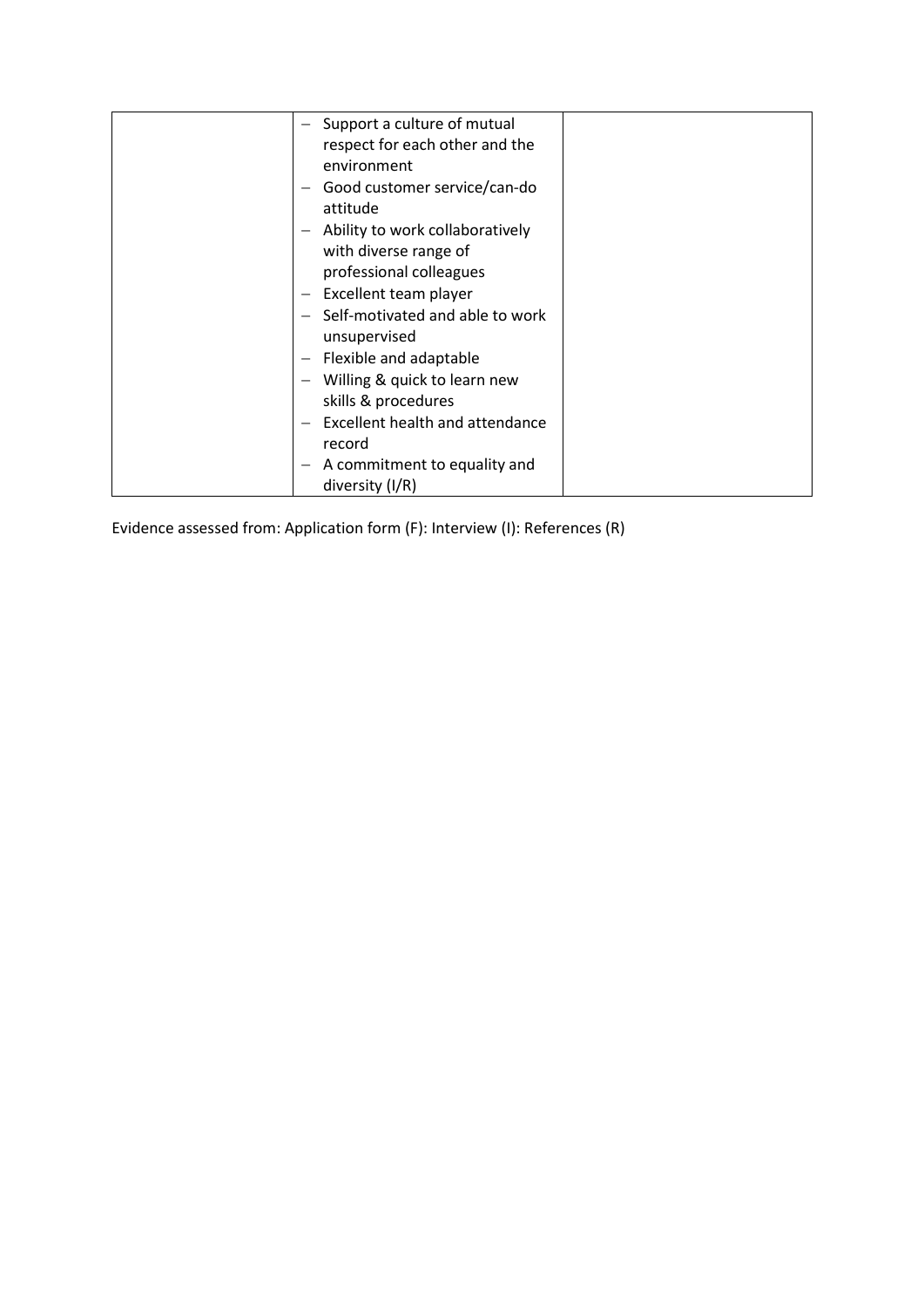| | | |
|---|---|---|
| | – Support a culture of mutual respect for each other and the environment<br>– Good customer service/can-do attitude<br>– Ability to work collaboratively with diverse range of professional colleagues<br>– Excellent team player<br>– Self-motivated and able to work unsupervised<br>– Flexible and adaptable<br>– Willing & quick to learn new skills & procedures<br>– Excellent health and attendance record<br>– A commitment to equality and diversity (I/R) | |

Evidence assessed from: Application form (F): Interview (I): References (R)